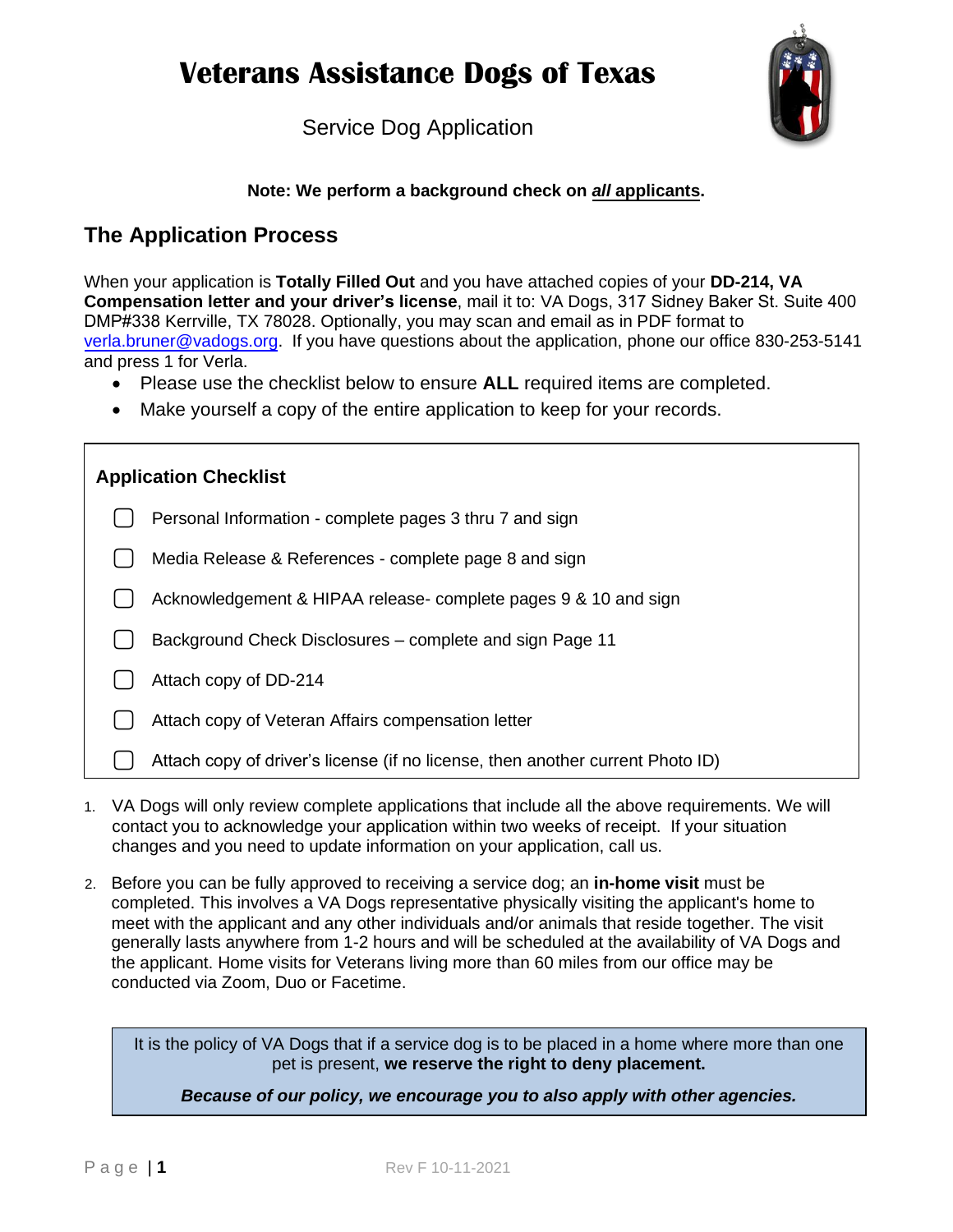# Veterans Assistance Dogs of Texas

Service Dog Application

**Note: We perform a background check on *all* applicants.**

## The Application Process

When your application is **Totally Filled Out** and you have attached copies of your **DD-214, VA Compensation letter and your driver's license**, mail it to: VA Dogs, 317 Sidney Baker St. Suite 400 DMP#338 Kerrville, TX 78028. Optionally, you may scan and email as in PDF format to verla.bruner@vadogs.org. If you have questions about the application, phone our office 830-253-5141 and press 1 for Verla.

- Please use the checklist below to ensure **ALL** required items are completed.
- Make yourself a copy of the entire application to keep for your records.

### Application Checklist

- [ ] Personal Information - complete pages 3 thru 7 and sign
- [ ] Media Release & References - complete page 8 and sign
- [ ] Acknowledgement & HIPAA release- complete pages 9 & 10 and sign
- [ ] Background Check Disclosures – complete and sign Page 11
- [ ] Attach copy of DD-214
- [ ] Attach copy of Veteran Affairs compensation letter
- [ ] Attach copy of driver's license (if no license, then another current Photo ID)

1. VA Dogs will only review complete applications that include all the above requirements. We will contact you to acknowledge your application within two weeks of receipt. If your situation changes and you need to update information on your application, call us.
2. Before you can be fully approved to receiving a service dog; an **in-home visit** must be completed. This involves a VA Dogs representative physically visiting the applicant's home to meet with the applicant and any other individuals and/or animals that reside together. The visit generally lasts anywhere from 1-2 hours and will be scheduled at the availability of VA Dogs and the applicant. Home visits for Veterans living more than 60 miles from our office may be conducted via Zoom, Duo or Facetime.

It is the policy of VA Dogs that if a service dog is to be placed in a home where more than one pet is present, **we reserve the right to deny placement.**

***Because of our policy, we encourage you to also apply with other agencies.***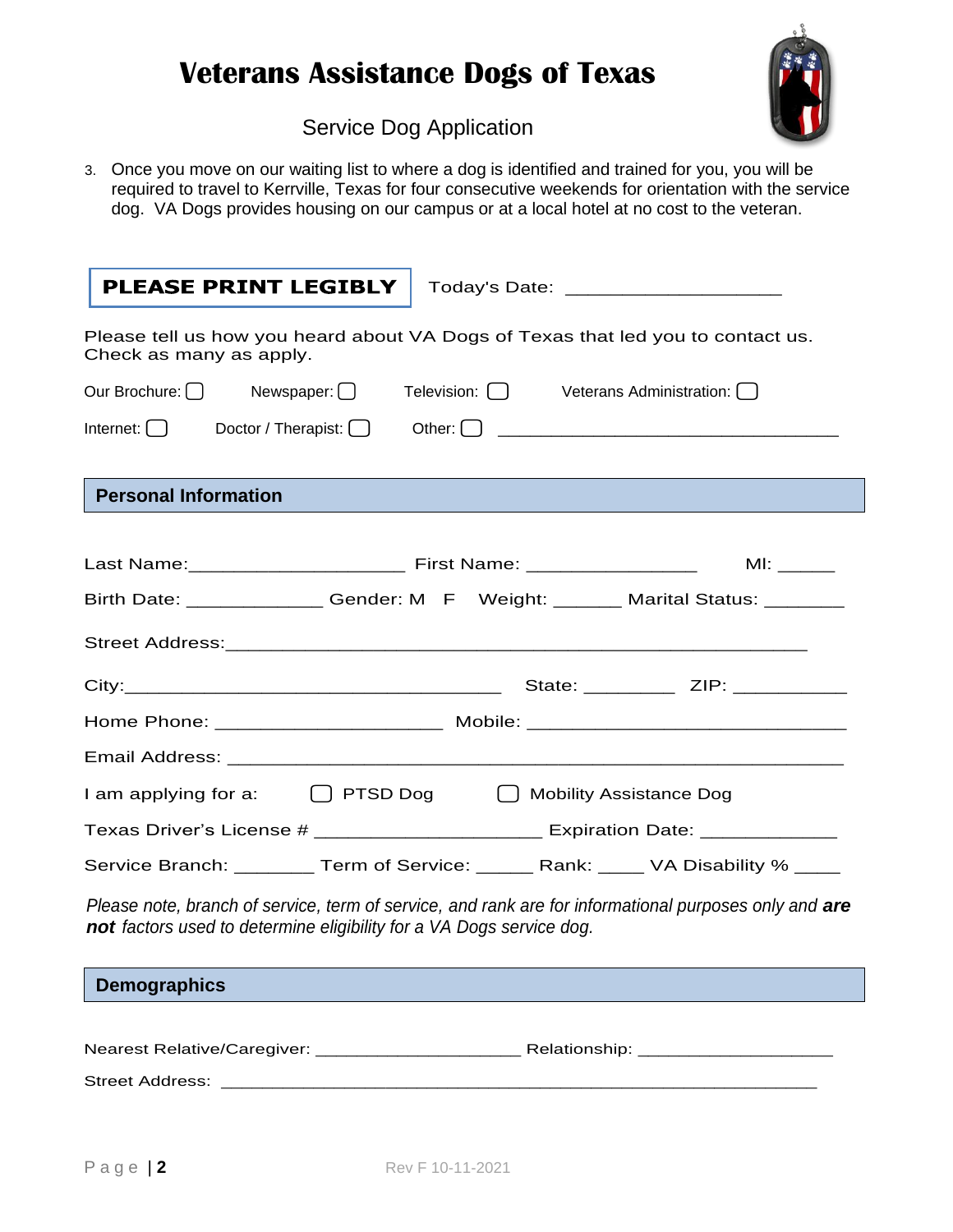# Veterans Assistance Dogs of Texas

Service Dog Application

3. Once you move on our waiting list to where a dog is identified and trained for you, you will be required to travel to Kerrville, Texas for four consecutive weekends for orientation with the service dog. VA Dogs provides housing on our campus or at a local hotel at no cost to the veteran.

**PLEASE PRINT LEGIBLY** Today's Date: ____________________

Please tell us how you heard about VA Dogs of Texas that led you to contact us. Check as many as apply.

Our Brochure: ☐ Newspaper: ☐ Television: ☐ Veterans Administration: ☐

Internet: ☐ Doctor / Therapist: ☐ Other: ☐ ________________________________

## Personal Information

Last Name:____________________ First Name: ________________ MI: _____

Birth Date: ____________ Gender: M F Weight: ______ Marital Status: _______

Street Address:______________________________________________

City:________________________________ State: ________ ZIP: __________

Home Phone: ____________________ Mobile: ____________________________

Email Address: __________________________________________________

I am applying for a: ☐ PTSD Dog ☐ Mobility Assistance Dog

Texas Driver's License # ____________________ Expiration Date: ____________

Service Branch: _______ Term of Service: _____ Rank: ____ VA Disability % ____

*Please note, branch of service, term of service, and rank are for informational purposes only and* ***are not*** *factors used to determine eligibility for a VA Dogs service dog.*

## Demographics

Nearest Relative/Caregiver: ____________________ Relationship: ___________________

Street Address: ________________________________________________________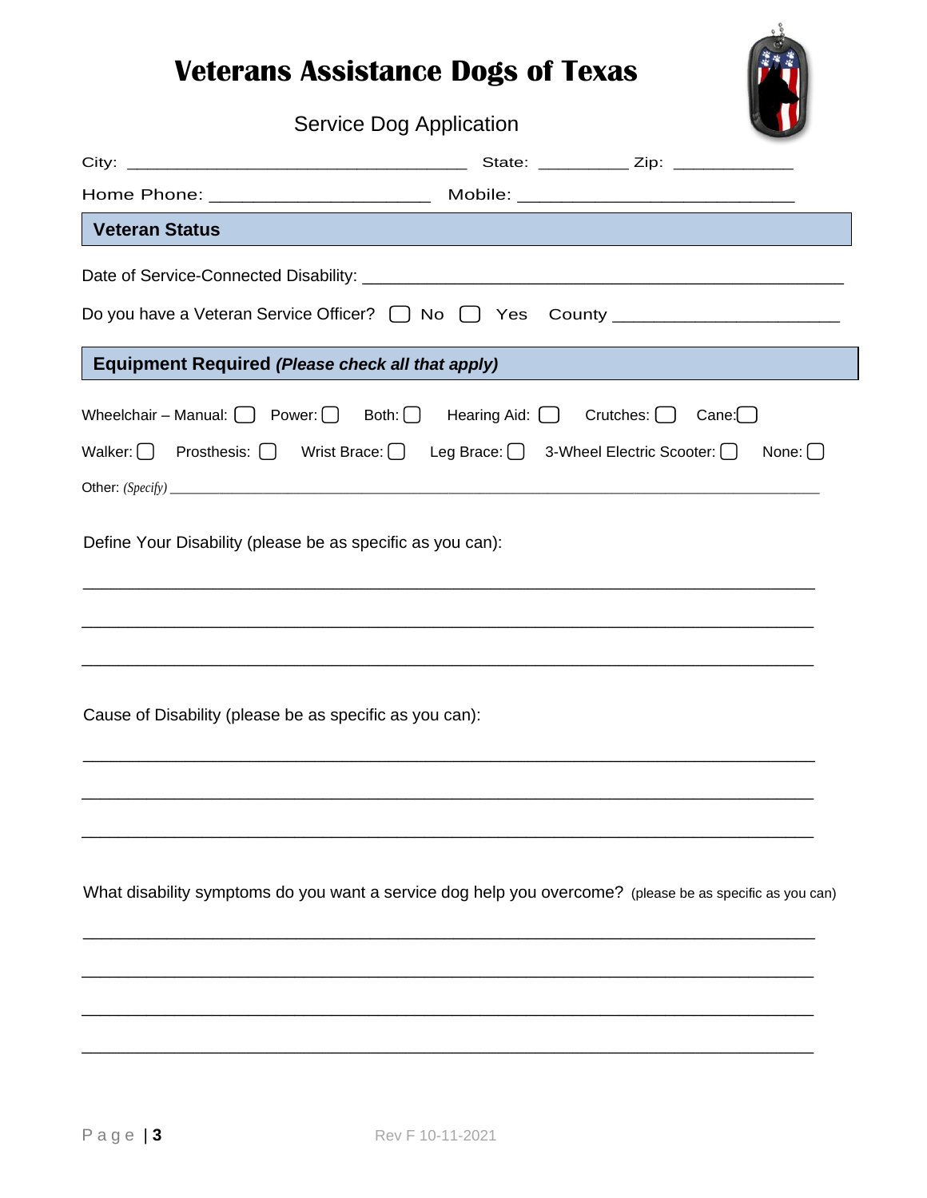# Veterans Assistance Dogs of Texas

Service Dog Application

City: ___________________________________ State: _________ Zip: ____________

Home Phone: ______________________ Mobile: ____________________________

## Veteran Status

Date of Service-Connected Disability: ______________________________________________

Do you have a Veteran Service Officer? ☐ No ☐ Yes County ______________________

## Equipment Required *(Please check all that apply)*

Wheelchair – Manual: ☐ Power: ☐ Both: ☐ Hearing Aid: ☐ Crutches: ☐ Cane: ☐

Walker: ☐ Prosthesis: ☐ Wrist Brace: ☐ Leg Brace: ☐ 3-Wheel Electric Scooter: ☐ None: ☐

Other: *(Specify)* ______________________________________________________________________

Define Your Disability (please be as specific as you can):

___________________________________________________________________________

___________________________________________________________________________

___________________________________________________________________________

Cause of Disability (please be as specific as you can):

___________________________________________________________________________

___________________________________________________________________________

___________________________________________________________________________

What disability symptoms do you want a service dog help you overcome? (please be as specific as you can)

___________________________________________________________________________

___________________________________________________________________________

___________________________________________________________________________

___________________________________________________________________________

Rev F 10-11-2021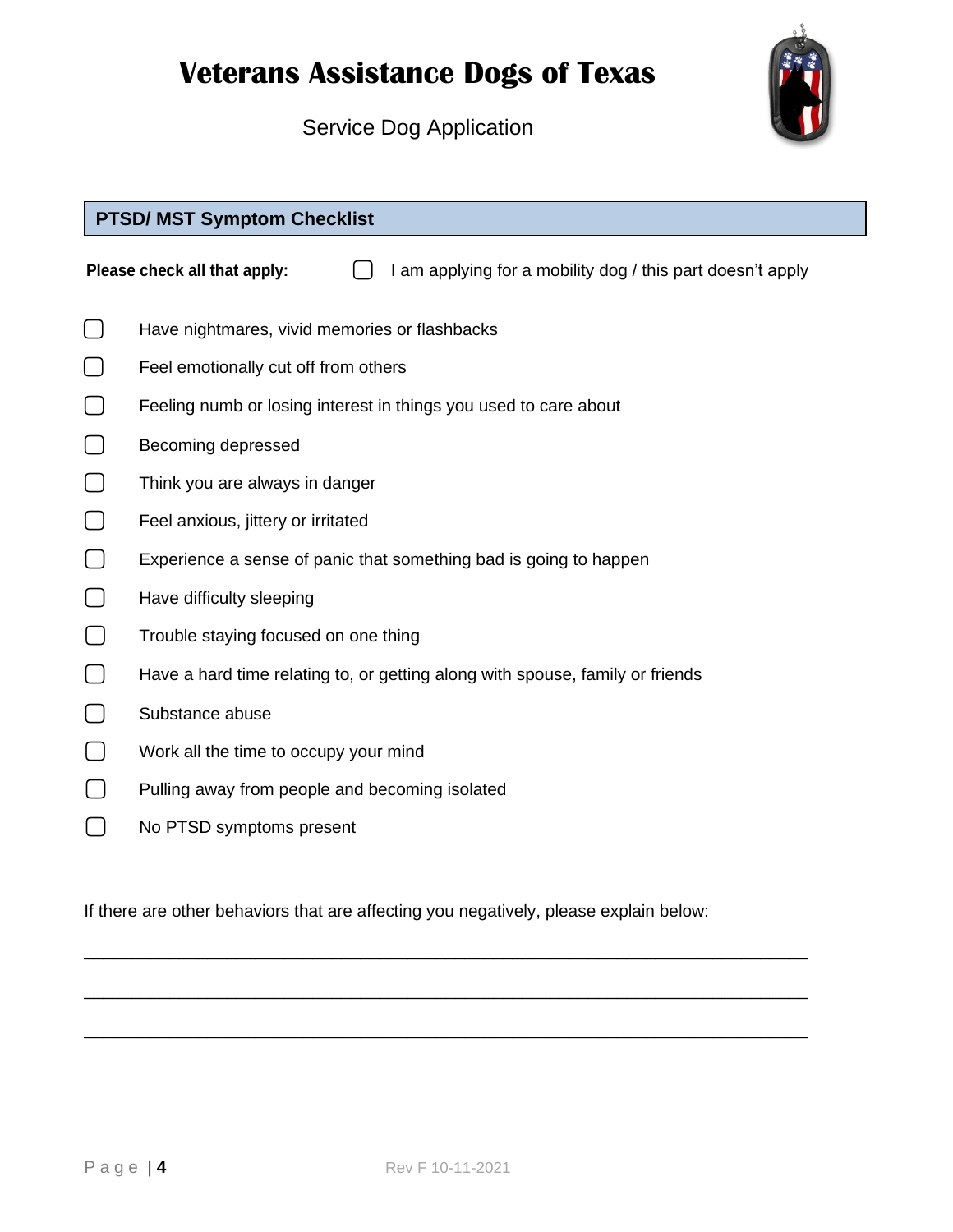# Veterans Assistance Dogs of Texas

Service Dog Application

## PTSD/ MST Symptom Checklist

**Please check all that apply:** ☐ I am applying for a mobility dog / this part doesn't apply

- ☐ Have nightmares, vivid memories or flashbacks
- ☐ Feel emotionally cut off from others
- ☐ Feeling numb or losing interest in things you used to care about
- ☐ Becoming depressed
- ☐ Think you are always in danger
- ☐ Feel anxious, jittery or irritated
- ☐ Experience a sense of panic that something bad is going to happen
- ☐ Have difficulty sleeping
- ☐ Trouble staying focused on one thing
- ☐ Have a hard time relating to, or getting along with spouse, family or friends
- ☐ Substance abuse
- ☐ Work all the time to occupy your mind
- ☐ Pulling away from people and becoming isolated
- ☐ No PTSD symptoms present

If there are other behaviors that are affecting you negatively, please explain below:

___________________________________________________________________________

___________________________________________________________________________

___________________________________________________________________________

Rev F 10-11-2021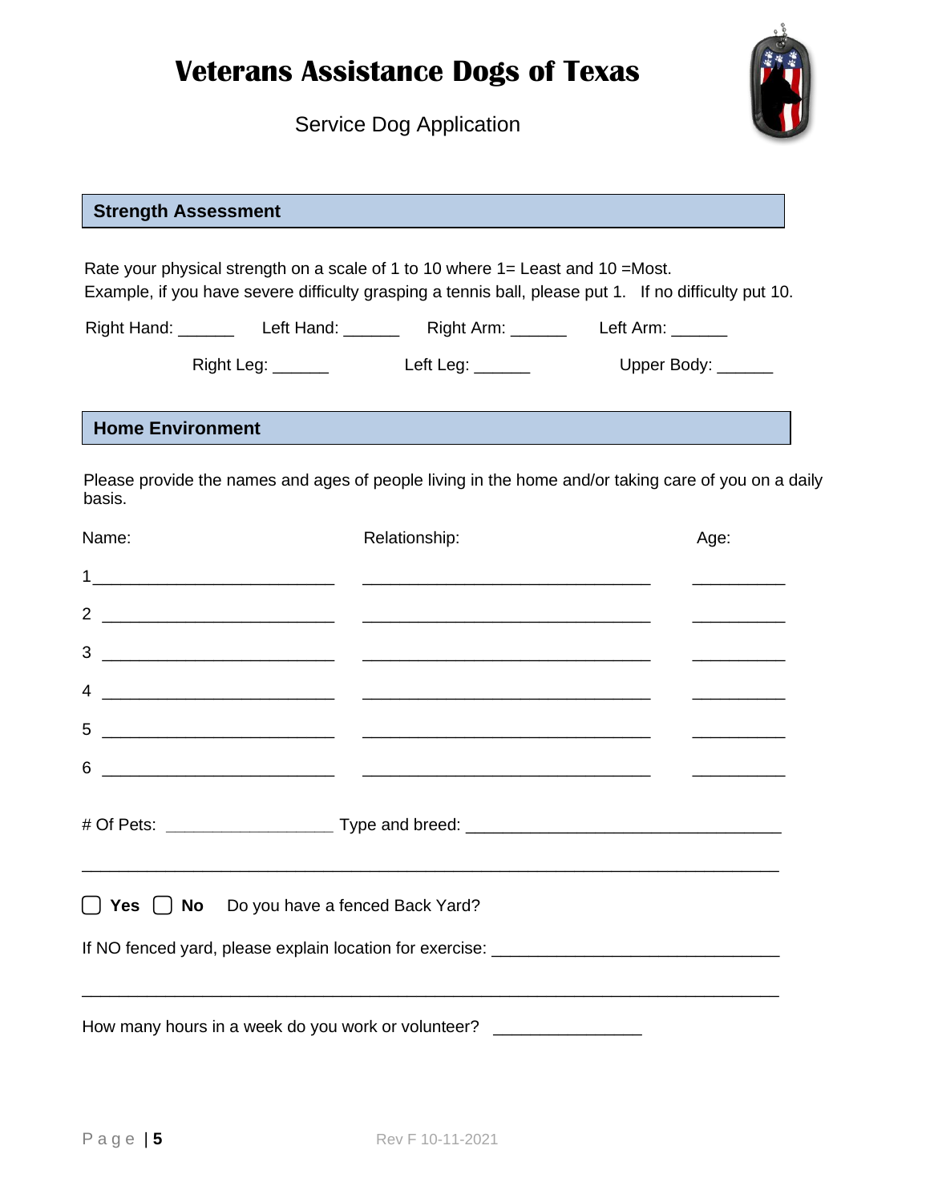# Veterans Assistance Dogs of Texas

Service Dog Application

## Strength Assessment

Rate your physical strength on a scale of 1 to 10 where 1= Least and 10 =Most.
Example, if you have severe difficulty grasping a tennis ball, please put 1. If no difficulty put 10.

Right Hand: ______ Left Hand: ______ Right Arm: ______ Left Arm: ______

Right Leg: ______ Left Leg: ______ Upper Body: ______

## Home Environment

Please provide the names and ages of people living in the home and/or taking care of you on a daily basis.

| | Name: | Relationship: | Age: |
|---|---|---|---|
| 1 | ___________________________ | _________________________________ | __________ |
| 2 | ___________________________ | _________________________________ | __________ |
| 3 | ___________________________ | _________________________________ | __________ |
| 4 | ___________________________ | _________________________________ | __________ |
| 5 | ___________________________ | _________________________________ | __________ |
| 6 | ___________________________ | _________________________________ | __________ |

# Of Pets: __________________ Type and breed: ____________________________________

________________________________________________________________________________

☐ **Yes** ☐ **No** Do you have a fenced Back Yard?

If NO fenced yard, please explain location for exercise: ________________________________

________________________________________________________________________________

How many hours in a week do you work or volunteer? ________________

Rev F 10-11-2021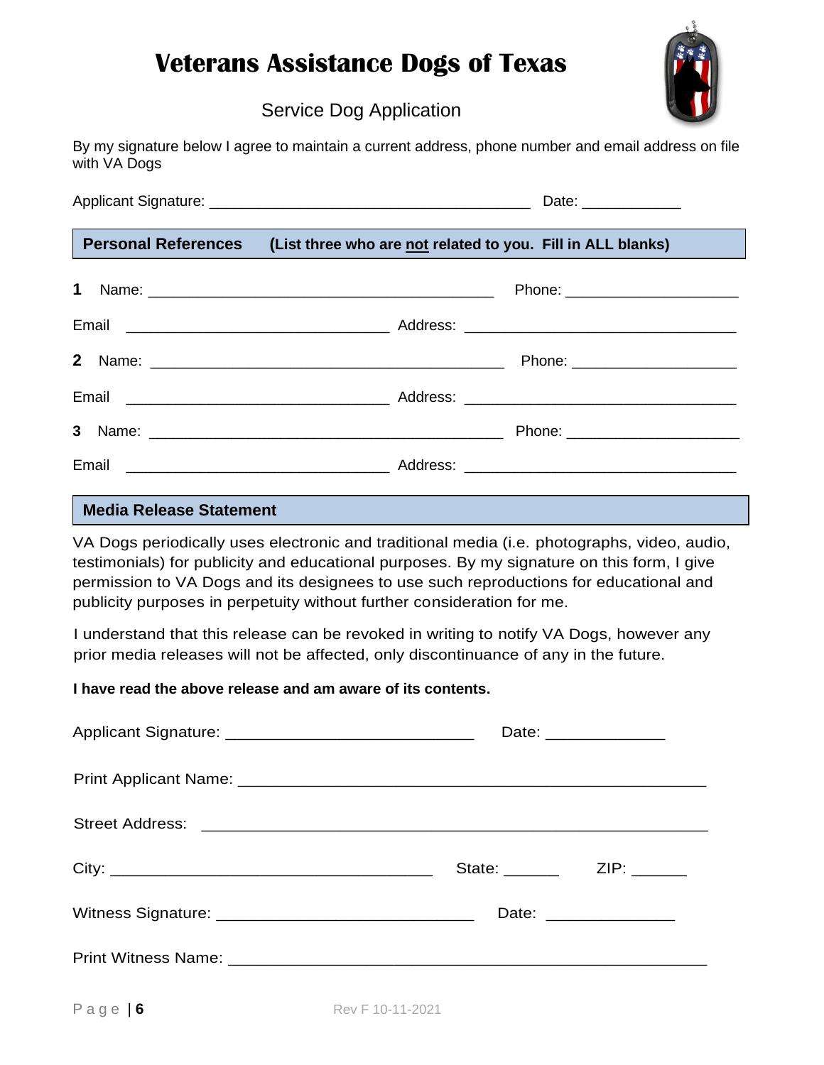# Veterans Assistance Dogs of Texas

Service Dog Application

By my signature below I agree to maintain a current address, phone number and email address on file with VA Dogs

Applicant Signature: ________________________________________ Date: ____________

## Personal References (List three who are <u>not</u> related to you. Fill in ALL blanks)

**1** Name: ____________________________________________ Phone: _____________________

Email ________________________________ Address: _________________________________

**2** Name: ____________________________________________ Phone: _____________________

Email ________________________________ Address: _________________________________

**3** Name: ____________________________________________ Phone: _____________________

Email ________________________________ Address: _________________________________

## Media Release Statement

VA Dogs periodically uses electronic and traditional media (i.e. photographs, video, audio, testimonials) for publicity and educational purposes. By my signature on this form, I give permission to VA Dogs and its designees to use such reproductions for educational and publicity purposes in perpetuity without further consideration for me.

I understand that this release can be revoked in writing to notify VA Dogs, however any prior media releases will not be affected, only discontinuance of any in the future.

**I have read the above release and am aware of its contents.**

Applicant Signature: ____________________________ Date: _____________

Print Applicant Name: ____________________________________________________

Street Address: _______________________________________________________

City: ___________________________________ State: ______ ZIP: ______

Witness Signature: ____________________________ Date: ______________

Print Witness Name: ____________________________________________________

Rev F 10-11-2021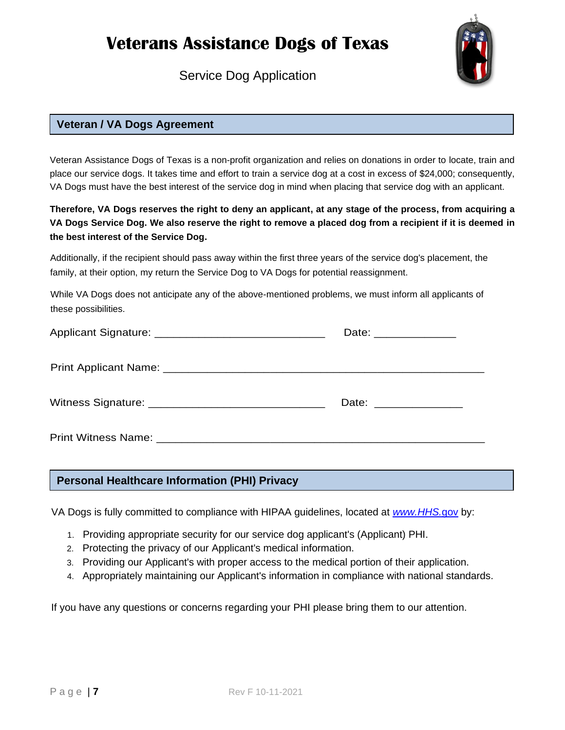# Veterans Assistance Dogs of Texas

Service Dog Application

## Veteran / VA Dogs Agreement

Veteran Assistance Dogs of Texas is a non-profit organization and relies on donations in order to locate, train and place our service dogs. It takes time and effort to train a service dog at a cost in excess of $24,000; consequently, VA Dogs must have the best interest of the service dog in mind when placing that service dog with an applicant.

**Therefore, VA Dogs reserves the right to deny an applicant, at any stage of the process, from acquiring a VA Dogs Service Dog. We also reserve the right to remove a placed dog from a recipient if it is deemed in the best interest of the Service Dog.**

Additionally, if the recipient should pass away within the first three years of the service dog's placement, the family, at their option, my return the Service Dog to VA Dogs for potential reassignment.

While VA Dogs does not anticipate any of the above-mentioned problems, we must inform all applicants of these possibilities.

Applicant Signature: ___________________________ Date: _____________

Print Applicant Name: ____________________________________________________

Witness Signature: ____________________________ Date: ______________

Print Witness Name: _____________________________________________________

## Personal Healthcare Information (PHI) Privacy

VA Dogs is fully committed to compliance with HIPAA guidelines, located at *www.HHS.gov* by:

1. Providing appropriate security for our service dog applicant's (Applicant) PHI.
2. Protecting the privacy of our Applicant's medical information.
3. Providing our Applicant's with proper access to the medical portion of their application.
4. Appropriately maintaining our Applicant's information in compliance with national standards.

If you have any questions or concerns regarding your PHI please bring them to our attention.

Rev F 10-11-2021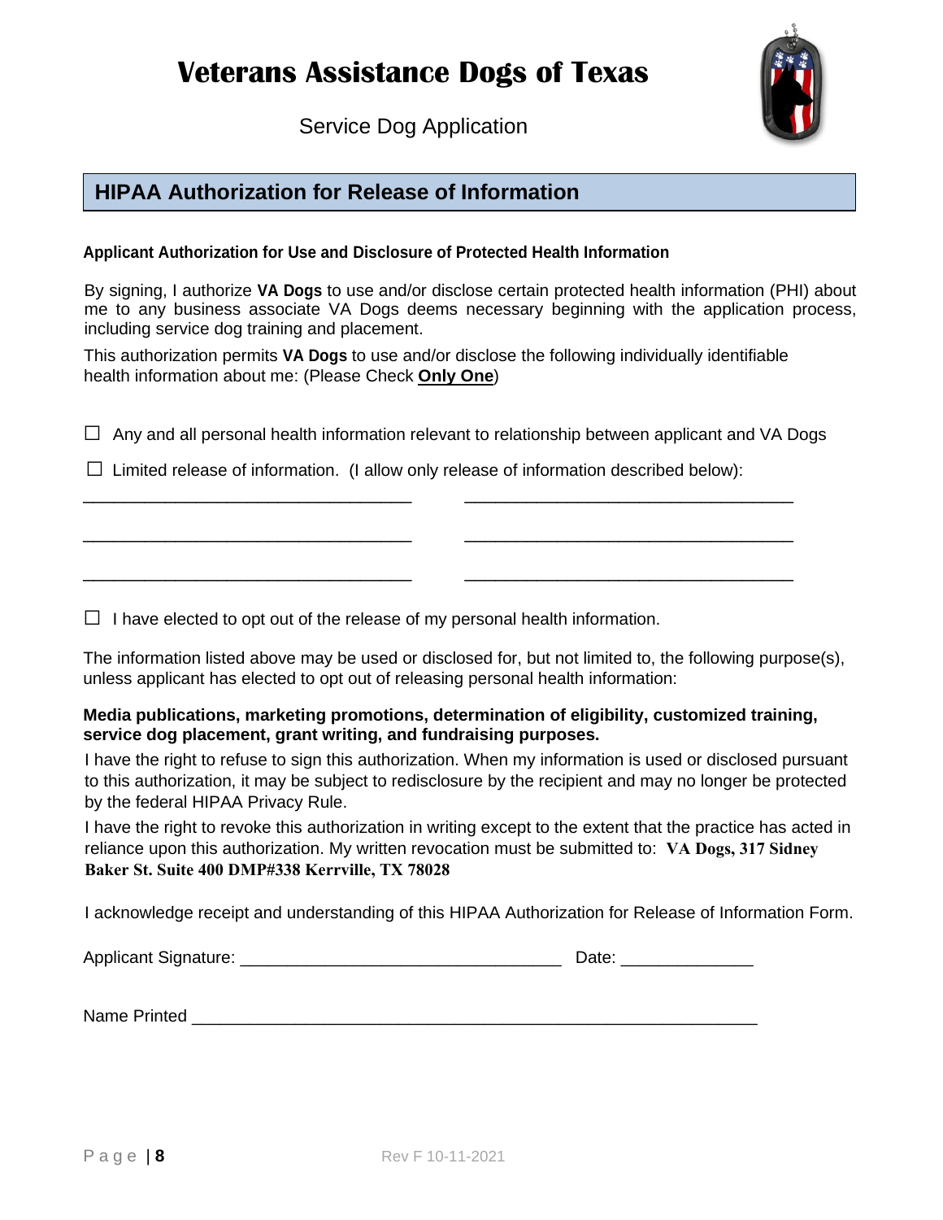# Veterans Assistance Dogs of Texas

Service Dog Application

## HIPAA Authorization for Release of Information

**Applicant Authorization for Use and Disclosure of Protected Health Information**

By signing, I authorize **VA Dogs** to use and/or disclose certain protected health information (PHI) about me to any business associate VA Dogs deems necessary beginning with the application process, including service dog training and placement.

This authorization permits **VA Dogs** to use and/or disclose the following individually identifiable health information about me: (Please Check **Only One**)

☐ Any and all personal health information relevant to relationship between applicant and VA Dogs

☐ Limited release of information. (I allow only release of information described below):

___________________________________ ___________________________________

___________________________________ ___________________________________

___________________________________ ___________________________________

☐ I have elected to opt out of the release of my personal health information.

The information listed above may be used or disclosed for, but not limited to, the following purpose(s), unless applicant has elected to opt out of releasing personal health information:

**Media publications, marketing promotions, determination of eligibility, customized training, service dog placement, grant writing, and fundraising purposes.**

I have the right to refuse to sign this authorization. When my information is used or disclosed pursuant to this authorization, it may be subject to redisclosure by the recipient and may no longer be protected by the federal HIPAA Privacy Rule.

I have the right to revoke this authorization in writing except to the extent that the practice has acted in reliance upon this authorization. My written revocation must be submitted to: **VA Dogs, 317 Sidney Baker St. Suite 400 DMP#338 Kerrville, TX 78028**

I acknowledge receipt and understanding of this HIPAA Authorization for Release of Information Form.

Applicant Signature: _________________________________ Date: ______________

Name Printed ___________________________________________________________

Rev F 10-11-2021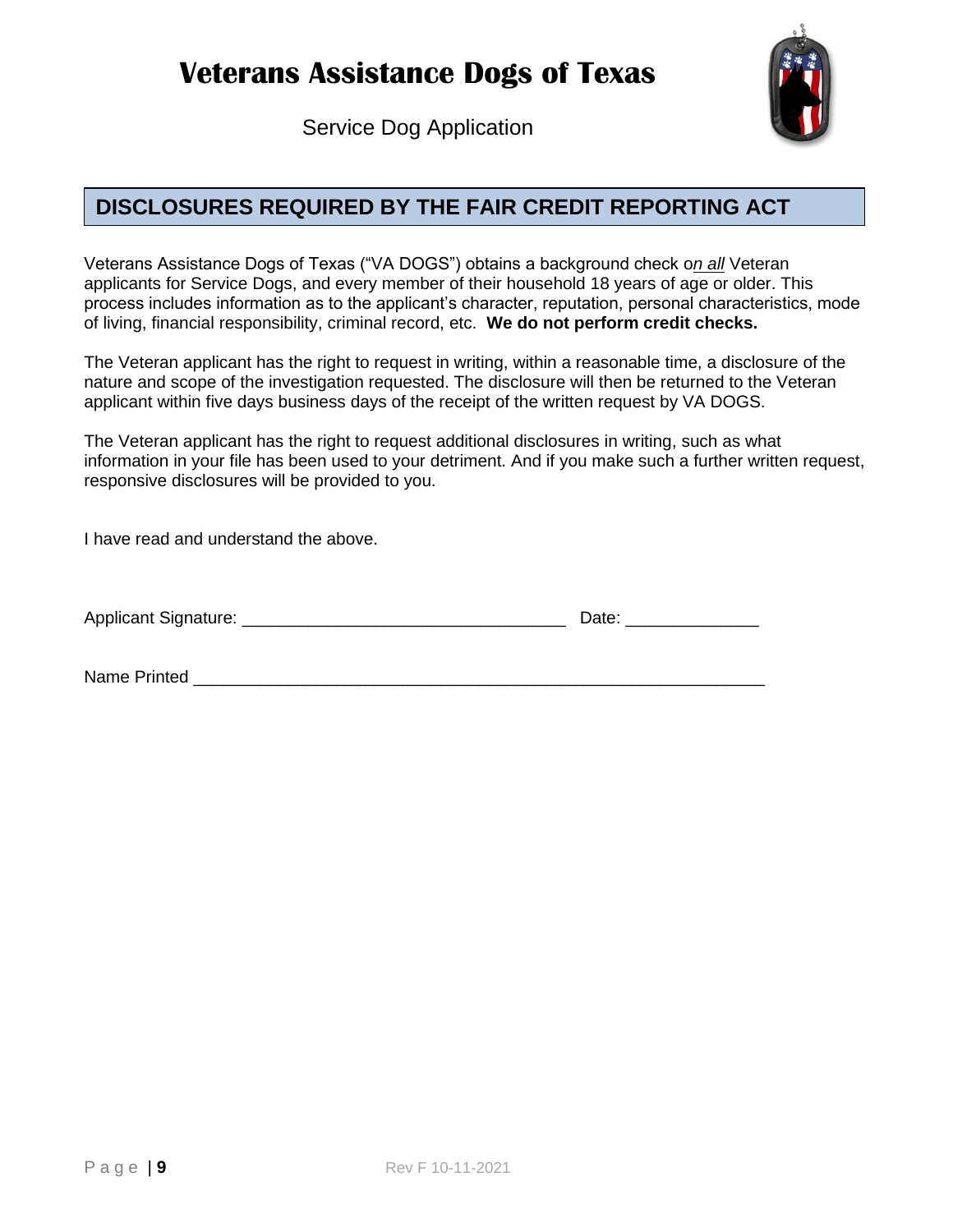# Veterans Assistance Dogs of Texas

Service Dog Application

## DISCLOSURES REQUIRED BY THE FAIR CREDIT REPORTING ACT

Veterans Assistance Dogs of Texas ("VA DOGS") obtains a background check o*n all* Veteran applicants for Service Dogs, and every member of their household 18 years of age or older. This process includes information as to the applicant's character, reputation, personal characteristics, mode of living, financial responsibility, criminal record, etc. **We do not perform credit checks.**

The Veteran applicant has the right to request in writing, within a reasonable time, a disclosure of the nature and scope of the investigation requested. The disclosure will then be returned to the Veteran applicant within five days business days of the receipt of the written request by VA DOGS.

The Veteran applicant has the right to request additional disclosures in writing, such as what information in your file has been used to your detriment. And if you make such a further written request, responsive disclosures will be provided to you.

I have read and understand the above.

Applicant Signature: _________________________________ Date: ______________

Name Printed ___________________________________________________________

Rev F 10-11-2021